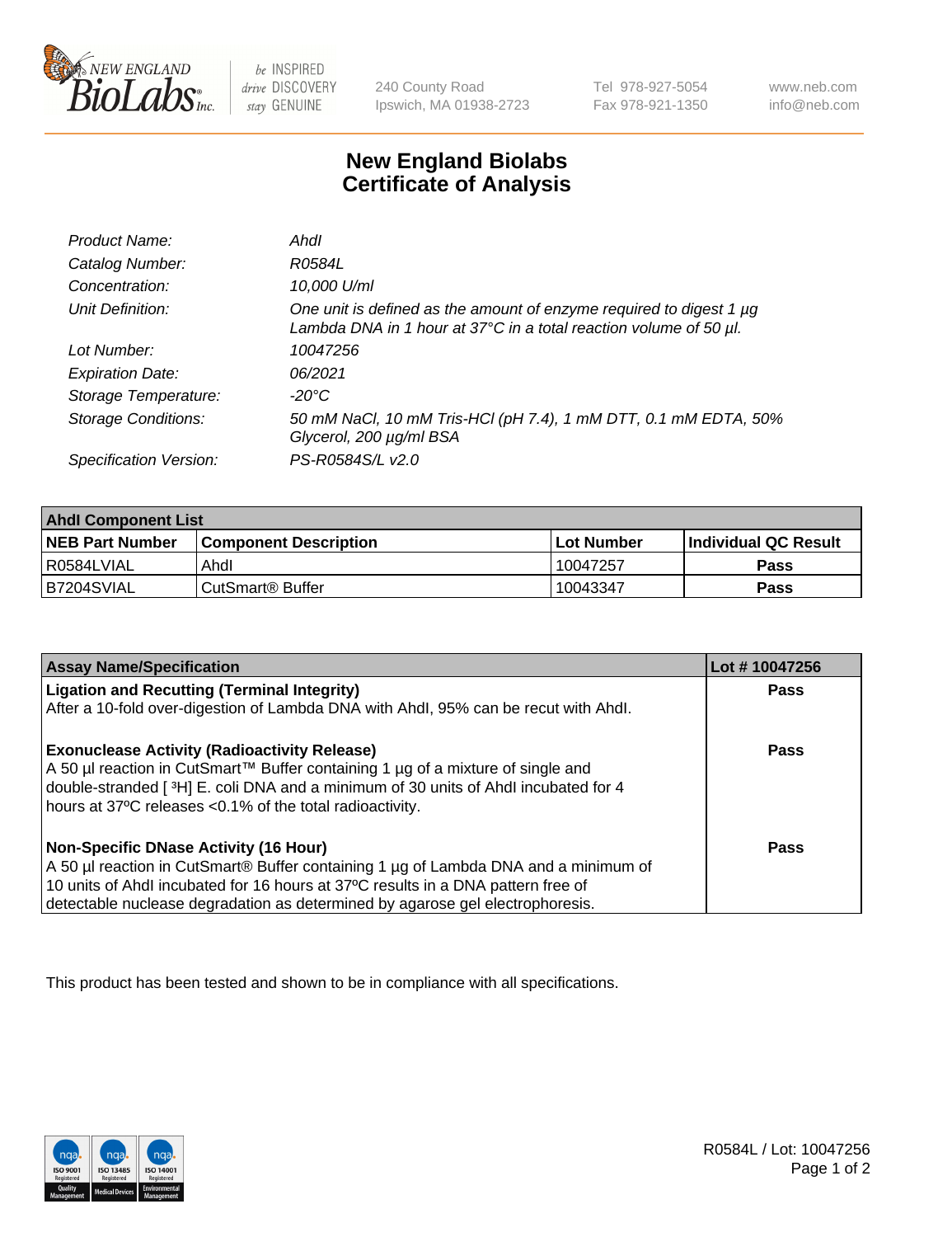# New England Biolabs Certificate of Analysis

| | |
|---|---|
| *Product Name:* | *AhdI* |
| *Catalog Number:* | *R0584L* |
| *Concentration:* | *10,000 U/ml* |
| *Unit Definition:* | *One unit is defined as the amount of enzyme required to digest 1 µg Lambda DNA in 1 hour at 37°C in a total reaction volume of 50 µl.* |
| *Lot Number:* | *10047256* |
| *Expiration Date:* | *06/2021* |
| *Storage Temperature:* | *-20°C* |
| *Storage Conditions:* | *50 mM NaCl, 10 mM Tris-HCl (pH 7.4), 1 mM DTT, 0.1 mM EDTA, 50% Glycerol, 200 µg/ml BSA* |
| *Specification Version:* | *PS-R0584S/L v2.0* |

| AhdI Component List | | | |
|---|---|---|---|
| **NEB Part Number** | **Component Description** | **Lot Number** | **Individual QC Result** |
| R0584LVIAL | AhdI | 10047257 | **Pass** |
| B7204SVIAL | CutSmart® Buffer | 10043347 | **Pass** |

| Assay Name/Specification | Lot # 10047256 |
|---|---|
| **Ligation and Recutting (Terminal Integrity)** After a 10-fold over-digestion of Lambda DNA with AhdI, 95% can be recut with AhdI. | **Pass** |
| **Exonuclease Activity (Radioactivity Release)** A 50 µl reaction in CutSmart™ Buffer containing 1 µg of a mixture of single and double-stranded [ $^3$H] E. coli DNA and a minimum of 30 units of AhdI incubated for 4 hours at 37ºC releases <0.1% of the total radioactivity. | **Pass** |
| **Non-Specific DNase Activity (16 Hour)** A 50 µl reaction in CutSmart® Buffer containing 1 µg of Lambda DNA and a minimum of 10 units of AhdI incubated for 16 hours at 37ºC results in a DNA pattern free of detectable nuclease degradation as determined by agarose gel electrophoresis. | **Pass** |

This product has been tested and shown to be in compliance with all specifications.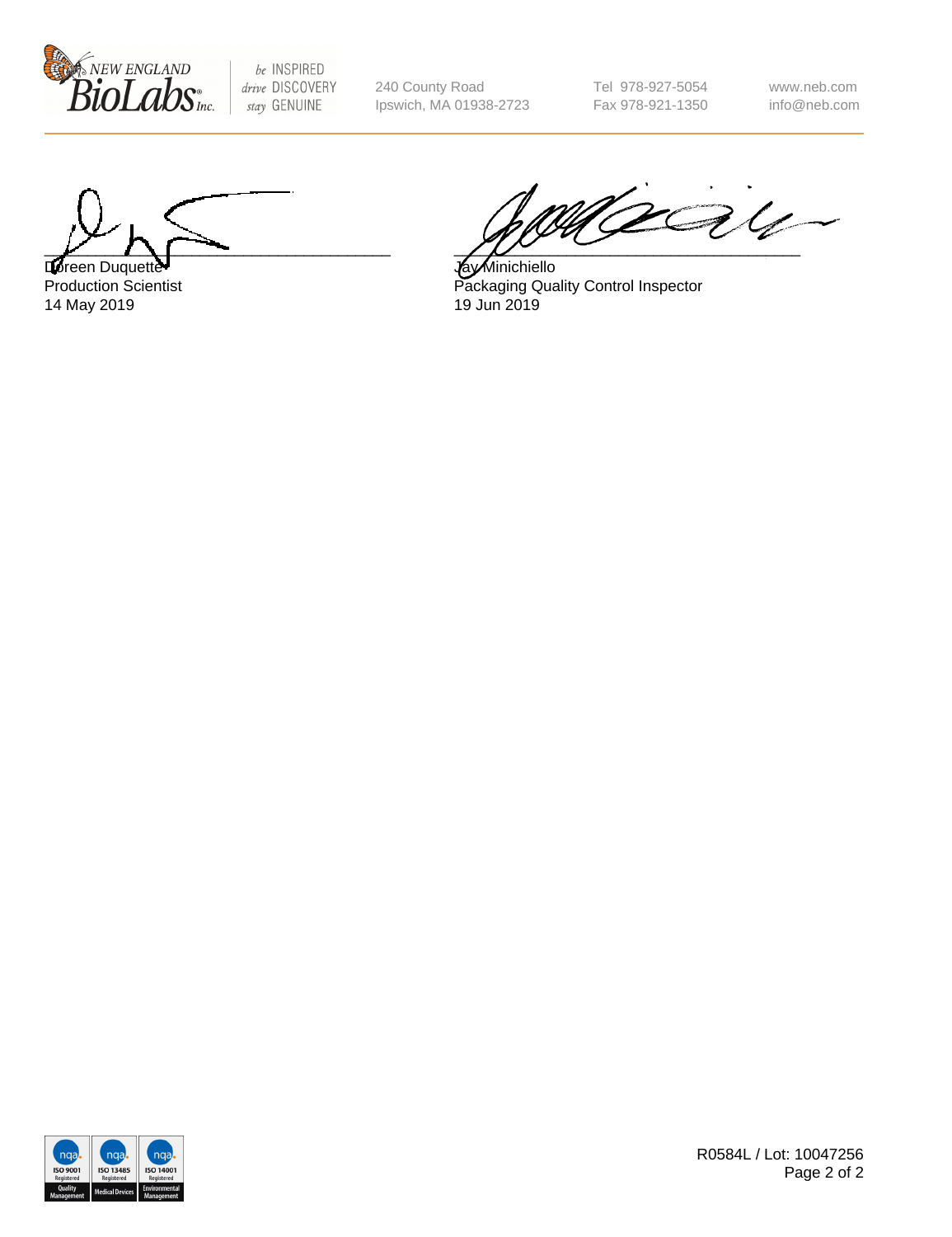Doreen Duquette
Production Scientist
14 May 2019

Jay Minichiello
Packaging Quality Control Inspector
19 Jun 2019